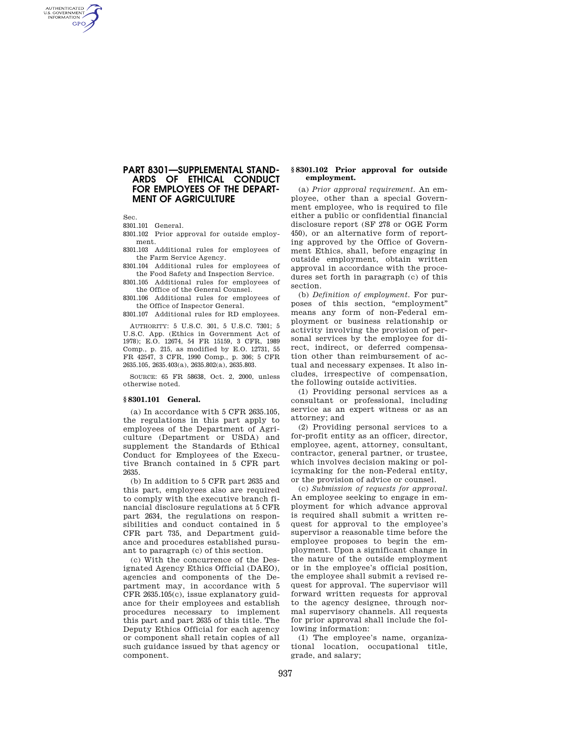# PART 8301—SUPPLEMENTAL STANDARDS OF ETHICAL CONDUCT FOR EMPLOYEES OF THE DEPARTMENT OF AGRICULTURE

Sec.

8301.101 General.

8301.102 Prior approval for outside employment.

8301.103 Additional rules for employees of the Farm Service Agency.

8301.104 Additional rules for employees of the Food Safety and Inspection Service.

8301.105 Additional rules for employees of the Office of the General Counsel.

8301.106 Additional rules for employees of the Office of Inspector General.

8301.107 Additional rules for RD employees.

AUTHORITY: 5 U.S.C. 301, 5 U.S.C. 7301; 5 U.S.C. App. (Ethics in Government Act of 1978); E.O. 12674, 54 FR 15159, 3 CFR, 1989 Comp., p. 215, as modified by E.O. 12731, 55 FR 42547, 3 CFR, 1990 Comp., p. 306; 5 CFR 2635.105, 2635.403(a), 2635.802(a), 2635.803.

SOURCE: 65 FR 58638, Oct. 2, 2000, unless otherwise noted.

## § 8301.101 General.

(a) In accordance with 5 CFR 2635.105, the regulations in this part apply to employees of the Department of Agriculture (Department or USDA) and supplement the Standards of Ethical Conduct for Employees of the Executive Branch contained in 5 CFR part 2635.

(b) In addition to 5 CFR part 2635 and this part, employees also are required to comply with the executive branch financial disclosure regulations at 5 CFR part 2634, the regulations on responsibilities and conduct contained in 5 CFR part 735, and Department guidance and procedures established pursuant to paragraph (c) of this section.

(c) With the concurrence of the Designated Agency Ethics Official (DAEO), agencies and components of the Department may, in accordance with 5 CFR 2635.105(c), issue explanatory guidance for their employees and establish procedures necessary to implement this part and part 2635 of this title. The Deputy Ethics Official for each agency or component shall retain copies of all such guidance issued by that agency or component.

## § 8301.102 Prior approval for outside employment.

(a) *Prior approval requirement.* An employee, other than a special Government employee, who is required to file either a public or confidential financial disclosure report (SF 278 or OGE Form 450), or an alternative form of reporting approved by the Office of Government Ethics, shall, before engaging in outside employment, obtain written approval in accordance with the procedures set forth in paragraph (c) of this section.

(b) *Definition of employment.* For purposes of this section, "employment" means any form of non-Federal employment or business relationship or activity involving the provision of personal services by the employee for direct, indirect, or deferred compensation other than reimbursement of actual and necessary expenses. It also includes, irrespective of compensation, the following outside activities.

(1) Providing personal services as a consultant or professional, including service as an expert witness or as an attorney; and

(2) Providing personal services to a for-profit entity as an officer, director, employee, agent, attorney, consultant, contractor, general partner, or trustee, which involves decision making or policymaking for the non-Federal entity, or the provision of advice or counsel.

(c) *Submission of requests for approval.* An employee seeking to engage in employment for which advance approval is required shall submit a written request for approval to the employee's supervisor a reasonable time before the employee proposes to begin the employment. Upon a significant change in the nature of the outside employment or in the employee's official position, the employee shall submit a revised request for approval. The supervisor will forward written requests for approval to the agency designee, through normal supervisory channels. All requests for prior approval shall include the following information:

(1) The employee's name, organizational location, occupational title, grade, and salary;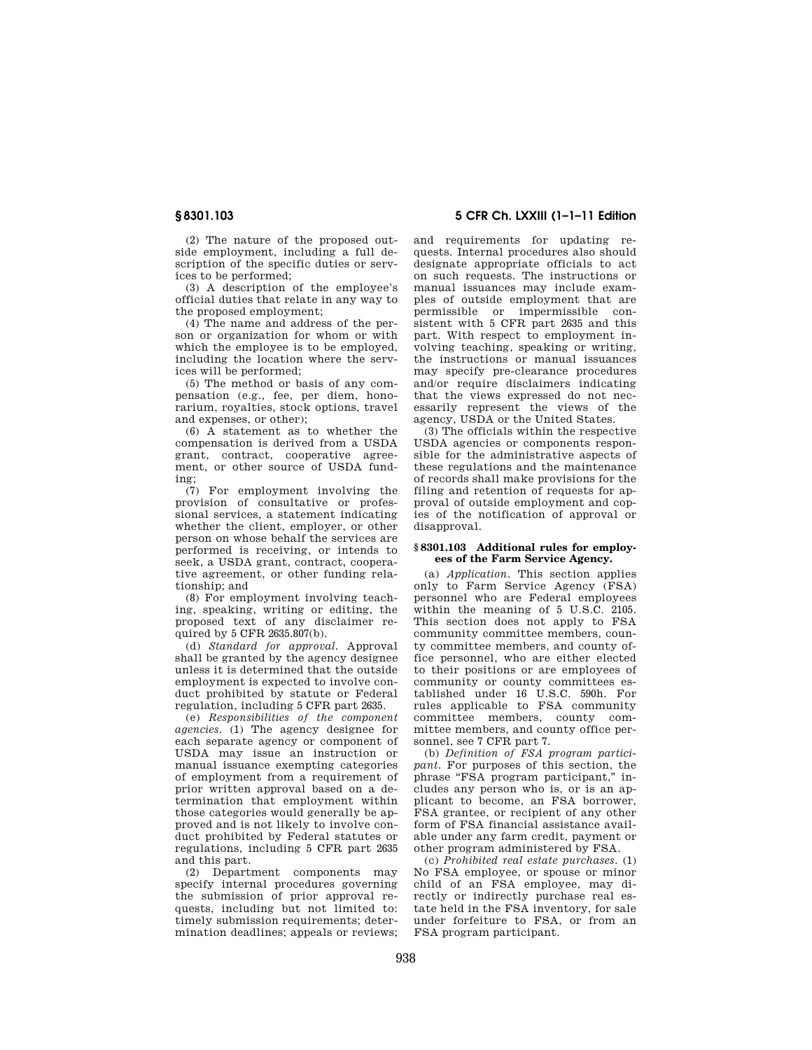(2) The nature of the proposed outside employment, including a full description of the specific duties or services to be performed;

(3) A description of the employee's official duties that relate in any way to the proposed employment;

(4) The name and address of the person or organization for whom or with which the employee is to be employed, including the location where the services will be performed;

(5) The method or basis of any compensation (e.g., fee, per diem, honorarium, royalties, stock options, travel and expenses, or other);

(6) A statement as to whether the compensation is derived from a USDA grant, contract, cooperative agreement, or other source of USDA funding;

(7) For employment involving the provision of consultative or professional services, a statement indicating whether the client, employer, or other person on whose behalf the services are performed is receiving, or intends to seek, a USDA grant, contract, cooperative agreement, or other funding relationship; and

(8) For employment involving teaching, speaking, writing or editing, the proposed text of any disclaimer required by 5 CFR 2635.807(b).

(d) *Standard for approval.* Approval shall be granted by the agency designee unless it is determined that the outside employment is expected to involve conduct prohibited by statute or Federal regulation, including 5 CFR part 2635.

(e) *Responsibilities of the component agencies.* (1) The agency designee for each separate agency or component of USDA may issue an instruction or manual issuance exempting categories of employment from a requirement of prior written approval based on a determination that employment within those categories would generally be approved and is not likely to involve conduct prohibited by Federal statutes or regulations, including 5 CFR part 2635 and this part.

(2) Department components may specify internal procedures governing the submission of prior approval requests, including but not limited to: timely submission requirements; determination deadlines; appeals or reviews; and requirements for updating requests. Internal procedures also should designate appropriate officials to act on such requests. The instructions or manual issuances may include examples of outside employment that are permissible or impermissible consistent with 5 CFR part 2635 and this part. With respect to employment involving teaching, speaking or writing, the instructions or manual issuances may specify pre-clearance procedures and/or require disclaimers indicating that the views expressed do not necessarily represent the views of the agency, USDA or the United States.

(3) The officials within the respective USDA agencies or components responsible for the administrative aspects of these regulations and the maintenance of records shall make provisions for the filing and retention of requests for approval of outside employment and copies of the notification of approval or disapproval.

### § 8301.103 Additional rules for employees of the Farm Service Agency.

(a) *Application.* This section applies only to Farm Service Agency (FSA) personnel who are Federal employees within the meaning of 5 U.S.C. 2105. This section does not apply to FSA community committee members, county committee members, and county office personnel, who are either elected to their positions or are employees of community or county committees established under 16 U.S.C. 590h. For rules applicable to FSA community committee members, county committee members, and county office personnel, see 7 CFR part 7.

(b) *Definition of FSA program participant.* For purposes of this section, the phrase "FSA program participant," includes any person who is, or is an applicant to become, an FSA borrower, FSA grantee, or recipient of any other form of FSA financial assistance available under any farm credit, payment or other program administered by FSA.

(c) *Prohibited real estate purchases.* (1) No FSA employee, or spouse or minor child of an FSA employee, may directly or indirectly purchase real estate held in the FSA inventory, for sale under forfeiture to FSA, or from an FSA program participant.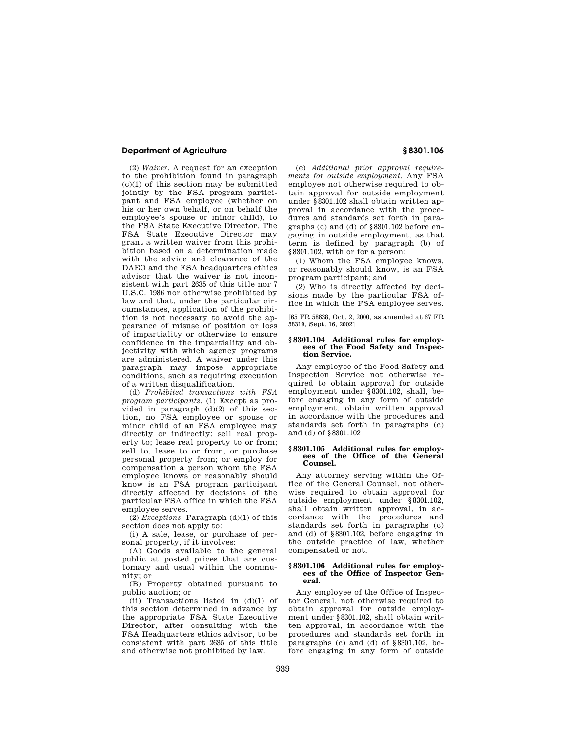(2) *Waiver*. A request for an exception to the prohibition found in paragraph (c)(1) of this section may be submitted jointly by the FSA program participant and FSA employee (whether on his or her own behalf, or on behalf the employee's spouse or minor child), to the FSA State Executive Director. The FSA State Executive Director may grant a written waiver from this prohibition based on a determination made with the advice and clearance of the DAEO and the FSA headquarters ethics advisor that the waiver is not inconsistent with part 2635 of this title nor 7 U.S.C. 1986 nor otherwise prohibited by law and that, under the particular circumstances, application of the prohibition is not necessary to avoid the appearance of misuse of position or loss of impartiality or otherwise to ensure confidence in the impartiality and objectivity with which agency programs are administered. A waiver under this paragraph may impose appropriate conditions, such as requiring execution of a written disqualification.

(d) *Prohibited transactions with FSA program participants*. (1) Except as provided in paragraph (d)(2) of this section, no FSA employee or spouse or minor child of an FSA employee may directly or indirectly: sell real property to; lease real property to or from; sell to, lease to or from, or purchase personal property from; or employ for compensation a person whom the FSA employee knows or reasonably should know is an FSA program participant directly affected by decisions of the particular FSA office in which the FSA employee serves.

(2) *Exceptions*. Paragraph (d)(1) of this section does not apply to:

(i) A sale, lease, or purchase of personal property, if it involves:

(A) Goods available to the general public at posted prices that are customary and usual within the community; or

(B) Property obtained pursuant to public auction; or

(ii) Transactions listed in (d)(1) of this section determined in advance by the appropriate FSA State Executive Director, after consulting with the FSA Headquarters ethics advisor, to be consistent with part 2635 of this title and otherwise not prohibited by law.

(e) *Additional prior approval requirements for outside employment*. Any FSA employee not otherwise required to obtain approval for outside employment under §8301.102 shall obtain written approval in accordance with the procedures and standards set forth in paragraphs (c) and (d) of §8301.102 before engaging in outside employment, as that term is defined by paragraph (b) of §8301.102, with or for a person:

(1) Whom the FSA employee knows, or reasonably should know, is an FSA program participant; and

(2) Who is directly affected by decisions made by the particular FSA office in which the FSA employee serves.

[65 FR 58638, Oct. 2, 2000, as amended at 67 FR 58319, Sept. 16, 2002]

### §8301.104 Additional rules for employees of the Food Safety and Inspection Service.

Any employee of the Food Safety and Inspection Service not otherwise required to obtain approval for outside employment under §8301.102, shall, before engaging in any form of outside employment, obtain written approval in accordance with the procedures and standards set forth in paragraphs (c) and (d) of §8301.102

### §8301.105 Additional rules for employees of the Office of the General Counsel.

Any attorney serving within the Office of the General Counsel, not otherwise required to obtain approval for outside employment under §8301.102, shall obtain written approval, in accordance with the procedures and standards set forth in paragraphs (c) and (d) of §8301.102, before engaging in the outside practice of law, whether compensated or not.

### §8301.106 Additional rules for employees of the Office of Inspector General.

Any employee of the Office of Inspector General, not otherwise required to obtain approval for outside employment under §8301.102, shall obtain written approval, in accordance with the procedures and standards set forth in paragraphs (c) and (d) of §8301.102, before engaging in any form of outside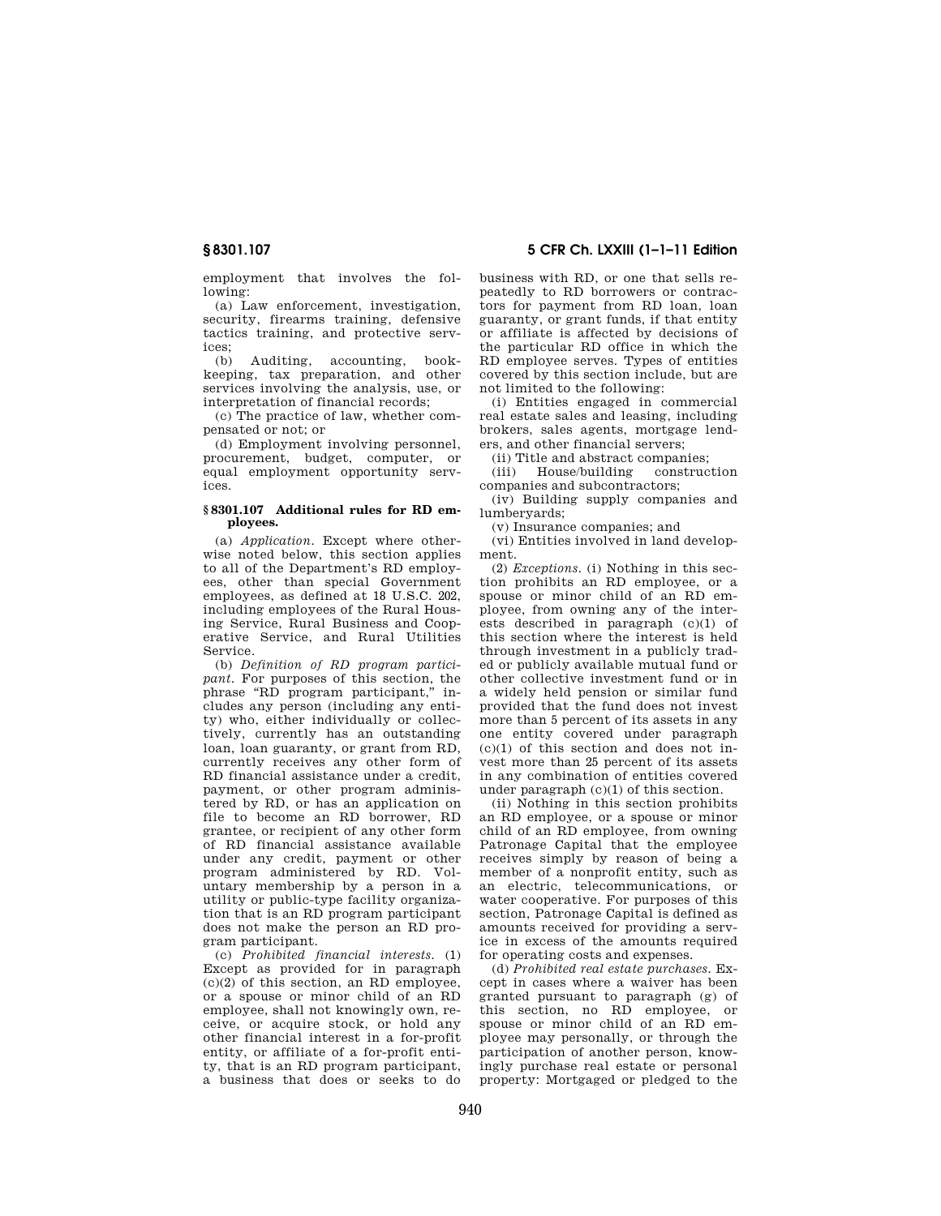employment that involves the following:

(a) Law enforcement, investigation, security, firearms training, defensive tactics training, and protective services;

(b) Auditing, accounting, bookkeeping, tax preparation, and other services involving the analysis, use, or interpretation of financial records;

(c) The practice of law, whether compensated or not; or

(d) Employment involving personnel, procurement, budget, computer, or equal employment opportunity services.

### § 8301.107 Additional rules for RD employees.

(a) *Application.* Except where otherwise noted below, this section applies to all of the Department's RD employees, other than special Government employees, as defined at 18 U.S.C. 202, including employees of the Rural Housing Service, Rural Business and Cooperative Service, and Rural Utilities Service.

(b) *Definition of RD program participant.* For purposes of this section, the phrase "RD program participant," includes any person (including any entity) who, either individually or collectively, currently has an outstanding loan, loan guaranty, or grant from RD, currently receives any other form of RD financial assistance under a credit, payment, or other program administered by RD, or has an application on file to become an RD borrower, RD grantee, or recipient of any other form of RD financial assistance available under any credit, payment or other program administered by RD. Voluntary membership by a person in a utility or public-type facility organization that is an RD program participant does not make the person an RD program participant.

(c) *Prohibited financial interests.* (1) Except as provided for in paragraph (c)(2) of this section, an RD employee, or a spouse or minor child of an RD employee, shall not knowingly own, receive, or acquire stock, or hold any other financial interest in a for-profit entity, or affiliate of a for-profit entity, that is an RD program participant, a business that does or seeks to do business with RD, or one that sells repeatedly to RD borrowers or contractors for payment from RD loan, loan guaranty, or grant funds, if that entity or affiliate is affected by decisions of the particular RD office in which the RD employee serves. Types of entities covered by this section include, but are not limited to the following:

(i) Entities engaged in commercial real estate sales and leasing, including brokers, sales agents, mortgage lenders, and other financial servers;

(ii) Title and abstract companies;

(iii) House/building construction companies and subcontractors;

(iv) Building supply companies and lumberyards;

(v) Insurance companies; and

(vi) Entities involved in land development.

(2) *Exceptions.* (i) Nothing in this section prohibits an RD employee, or a spouse or minor child of an RD employee, from owning any of the interests described in paragraph (c)(1) of this section where the interest is held through investment in a publicly traded or publicly available mutual fund or other collective investment fund or in a widely held pension or similar fund provided that the fund does not invest more than 5 percent of its assets in any one entity covered under paragraph (c)(1) of this section and does not invest more than 25 percent of its assets in any combination of entities covered under paragraph (c)(1) of this section.

(ii) Nothing in this section prohibits an RD employee, or a spouse or minor child of an RD employee, from owning Patronage Capital that the employee receives simply by reason of being a member of a nonprofit entity, such as an electric, telecommunications, or water cooperative. For purposes of this section, Patronage Capital is defined as amounts received for providing a service in excess of the amounts required for operating costs and expenses.

(d) *Prohibited real estate purchases.* Except in cases where a waiver has been granted pursuant to paragraph (g) of this section, no RD employee, or spouse or minor child of an RD employee may personally, or through the participation of another person, knowingly purchase real estate or personal property: Mortgaged or pledged to the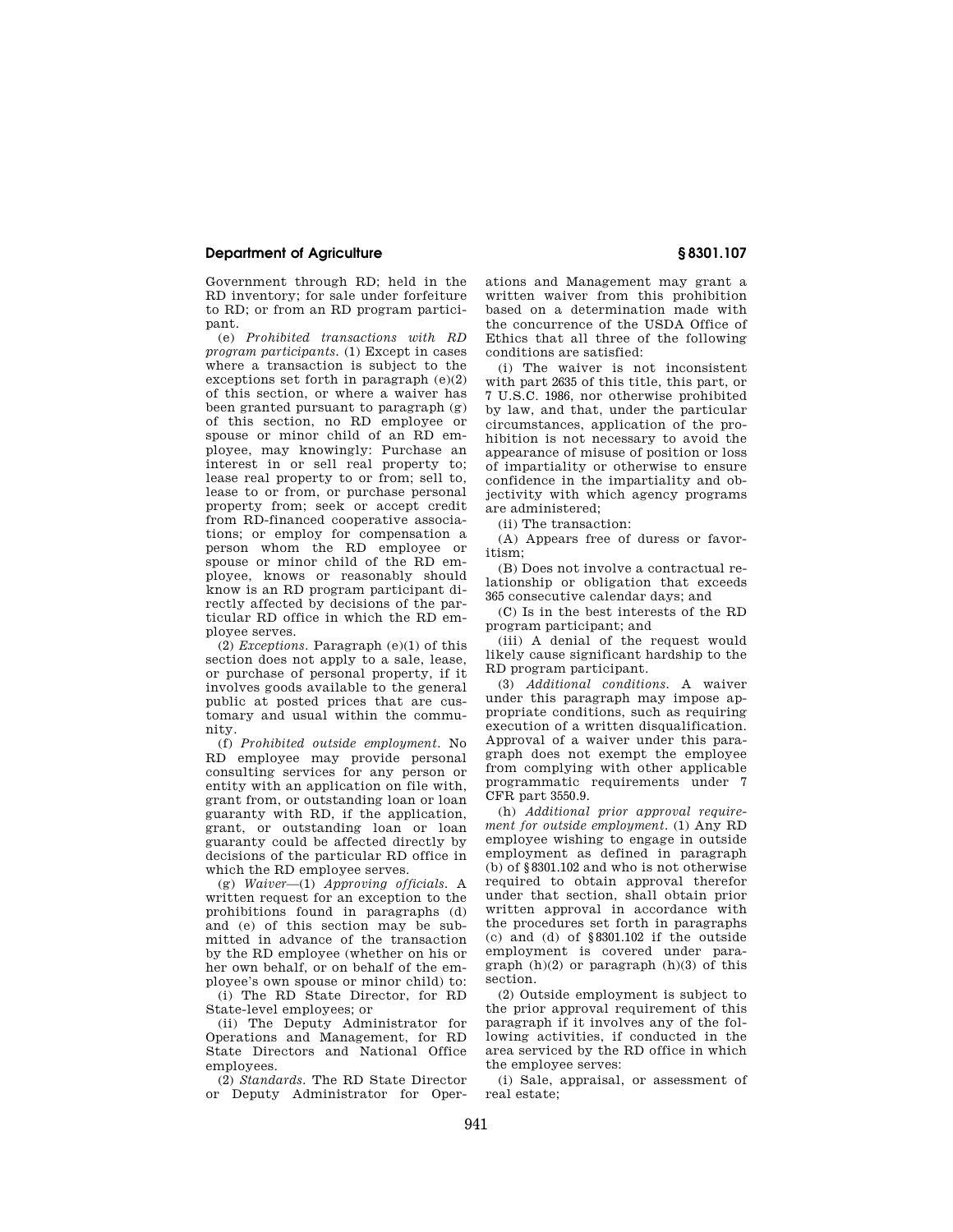Government through RD; held in the RD inventory; for sale under forfeiture to RD; or from an RD program participant.

(e) *Prohibited transactions with RD program participants.* (1) Except in cases where a transaction is subject to the exceptions set forth in paragraph (e)(2) of this section, or where a waiver has been granted pursuant to paragraph (g) of this section, no RD employee or spouse or minor child of an RD employee, may knowingly: Purchase an interest in or sell real property to; lease real property to or from; sell to, lease to or from, or purchase personal property from; seek or accept credit from RD-financed cooperative associations; or employ for compensation a person whom the RD employee or spouse or minor child of the RD employee, knows or reasonably should know is an RD program participant directly affected by decisions of the particular RD office in which the RD employee serves.

(2) *Exceptions.* Paragraph (e)(1) of this section does not apply to a sale, lease, or purchase of personal property, if it involves goods available to the general public at posted prices that are customary and usual within the community.

(f) *Prohibited outside employment.* No RD employee may provide personal consulting services for any person or entity with an application on file with, grant from, or outstanding loan or loan guaranty with RD, if the application, grant, or outstanding loan or loan guaranty could be affected directly by decisions of the particular RD office in which the RD employee serves.

(g) *Waiver*—(1) *Approving officials.* A written request for an exception to the prohibitions found in paragraphs (d) and (e) of this section may be submitted in advance of the transaction by the RD employee (whether on his or her own behalf, or on behalf of the employee's own spouse or minor child) to:

(i) The RD State Director, for RD State-level employees; or

(ii) The Deputy Administrator for Operations and Management, for RD State Directors and National Office employees.

(2) *Standards.* The RD State Director or Deputy Administrator for Operations and Management may grant a written waiver from this prohibition based on a determination made with the concurrence of the USDA Office of Ethics that all three of the following conditions are satisfied:

(i) The waiver is not inconsistent with part 2635 of this title, this part, or 7 U.S.C. 1986, nor otherwise prohibited by law, and that, under the particular circumstances, application of the prohibition is not necessary to avoid the appearance of misuse of position or loss of impartiality or otherwise to ensure confidence in the impartiality and objectivity with which agency programs are administered;

(ii) The transaction:

(A) Appears free of duress or favoritism;

(B) Does not involve a contractual relationship or obligation that exceeds 365 consecutive calendar days; and

(C) Is in the best interests of the RD program participant; and

(iii) A denial of the request would likely cause significant hardship to the RD program participant.

(3) *Additional conditions.* A waiver under this paragraph may impose appropriate conditions, such as requiring execution of a written disqualification. Approval of a waiver under this paragraph does not exempt the employee from complying with other applicable programmatic requirements under 7 CFR part 3550.9.

(h) *Additional prior approval requirement for outside employment.* (1) Any RD employee wishing to engage in outside employment as defined in paragraph (b) of §8301.102 and who is not otherwise required to obtain approval therefor under that section, shall obtain prior written approval in accordance with the procedures set forth in paragraphs (c) and (d) of §8301.102 if the outside employment is covered under paragraph (h)(2) or paragraph (h)(3) of this section.

(2) Outside employment is subject to the prior approval requirement of this paragraph if it involves any of the following activities, if conducted in the area serviced by the RD office in which the employee serves:

(i) Sale, appraisal, or assessment of real estate;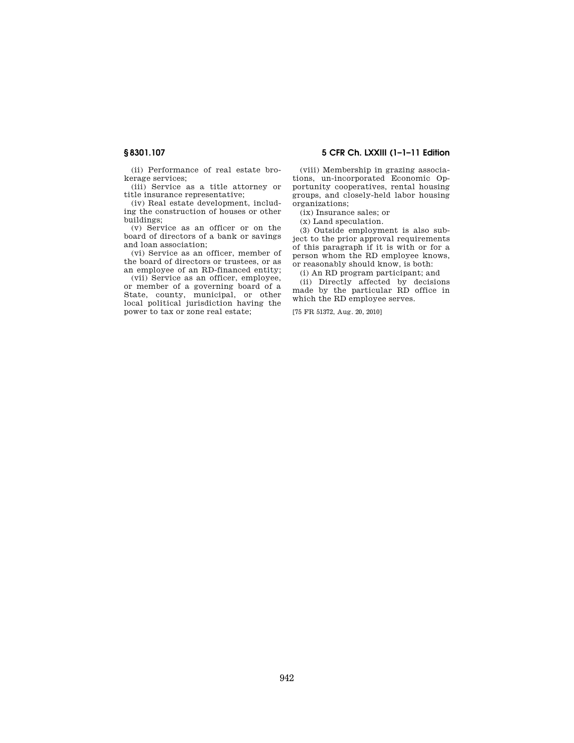(ii) Performance of real estate brokerage services;

(iii) Service as a title attorney or title insurance representative;

(iv) Real estate development, including the construction of houses or other buildings;

(v) Service as an officer or on the board of directors of a bank or savings and loan association;

(vi) Service as an officer, member of the board of directors or trustees, or as an employee of an RD-financed entity;

(vii) Service as an officer, employee, or member of a governing board of a State, county, municipal, or other local political jurisdiction having the power to tax or zone real estate;

(viii) Membership in grazing associations, un-incorporated Economic Opportunity cooperatives, rental housing groups, and closely-held labor housing organizations;

(ix) Insurance sales; or

(x) Land speculation.

(3) Outside employment is also subject to the prior approval requirements of this paragraph if it is with or for a person whom the RD employee knows, or reasonably should know, is both:

(i) An RD program participant; and

(ii) Directly affected by decisions made by the particular RD office in which the RD employee serves.

[75 FR 51372, Aug. 20, 2010]